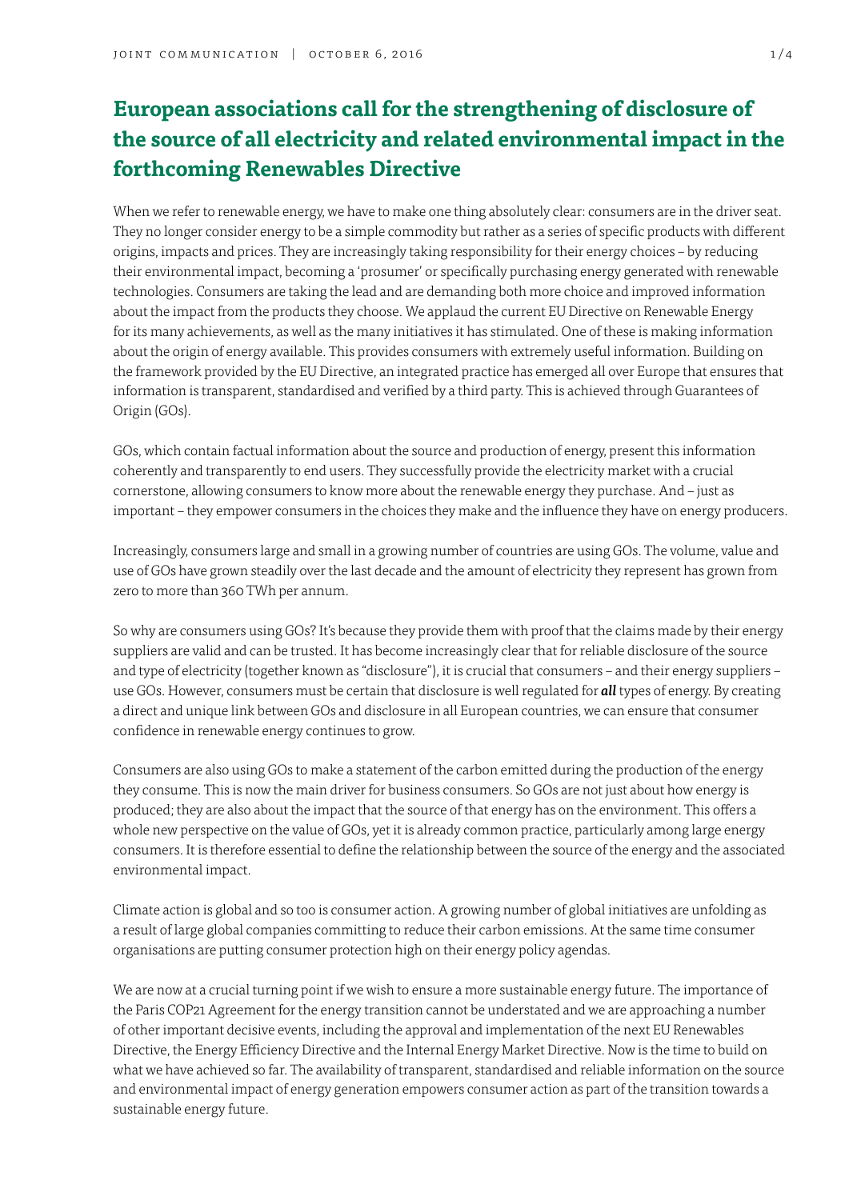# European associations call for the strengthening of disclosure of the source of all electricity and related environmental impact in the forthcoming Renewables Directive

When we refer to renewable energy, we have to make one thing absolutely clear: consumers are in the driver seat. They no longer consider energy to be a simple commodity but rather as a series of specific products with different origins, impacts and prices. They are increasingly taking responsibility for their energy choices – by reducing their environmental impact, becoming a 'prosumer' or specifically purchasing energy generated with renewable technologies. Consumers are taking the lead and are demanding both more choice and improved information about the impact from the products they choose. We applaud the current EU Directive on Renewable Energy for its many achievements, as well as the many initiatives it has stimulated. One of these is making information about the origin of energy available. This provides consumers with extremely useful information. Building on the framework provided by the EU Directive, an integrated practice has emerged all over Europe that ensures that information is transparent, standardised and verified by a third party. This is achieved through Guarantees of Origin (GOs).

GOs, which contain factual information about the source and production of energy, present this information coherently and transparently to end users. They successfully provide the electricity market with a crucial cornerstone, allowing consumers to know more about the renewable energy they purchase. And – just as important – they empower consumers in the choices they make and the influence they have on energy producers.

Increasingly, consumers large and small in a growing number of countries are using GOs. The volume, value and use of GOs have grown steadily over the last decade and the amount of electricity they represent has grown from zero to more than 360 TWh per annum.

So why are consumers using GOs? It's because they provide them with proof that the claims made by their energy suppliers are valid and can be trusted. It has become increasingly clear that for reliable disclosure of the source and type of electricity (together known as "disclosure"), it is crucial that consumers – and their energy suppliers – use GOs. However, consumers must be certain that disclosure is well regulated for ***all*** types of energy. By creating a direct and unique link between GOs and disclosure in all European countries, we can ensure that consumer confidence in renewable energy continues to grow.

Consumers are also using GOs to make a statement of the carbon emitted during the production of the energy they consume. This is now the main driver for business consumers. So GOs are not just about how energy is produced; they are also about the impact that the source of that energy has on the environment. This offers a whole new perspective on the value of GOs, yet it is already common practice, particularly among large energy consumers. It is therefore essential to define the relationship between the source of the energy and the associated environmental impact.

Climate action is global and so too is consumer action. A growing number of global initiatives are unfolding as a result of large global companies committing to reduce their carbon emissions. At the same time consumer organisations are putting consumer protection high on their energy policy agendas.

We are now at a crucial turning point if we wish to ensure a more sustainable energy future. The importance of the Paris COP21 Agreement for the energy transition cannot be understated and we are approaching a number of other important decisive events, including the approval and implementation of the next EU Renewables Directive, the Energy Efficiency Directive and the Internal Energy Market Directive. Now is the time to build on what we have achieved so far. The availability of transparent, standardised and reliable information on the source and environmental impact of energy generation empowers consumer action as part of the transition towards a sustainable energy future.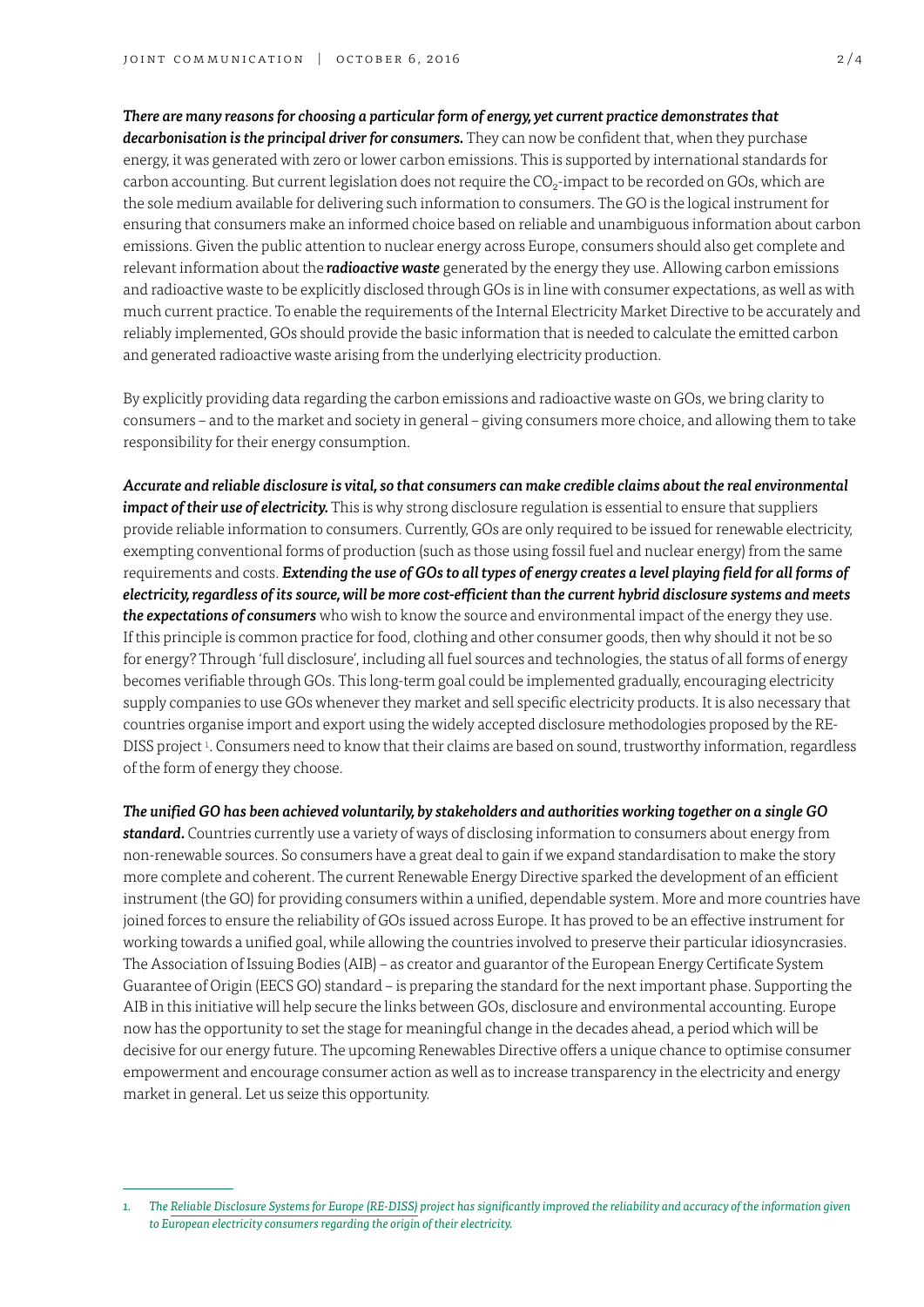***There are many reasons for choosing a particular form of energy, yet current practice demonstrates that decarbonisation is the principal driver for consumers.*** They can now be confident that, when they purchase energy, it was generated with zero or lower carbon emissions. This is supported by international standards for carbon accounting. But current legislation does not require the $CO_2$-impact to be recorded on GOs, which are the sole medium available for delivering such information to consumers. The GO is the logical instrument for ensuring that consumers make an informed choice based on reliable and unambiguous information about carbon emissions. Given the public attention to nuclear energy across Europe, consumers should also get complete and relevant information about the ***radioactive waste*** generated by the energy they use. Allowing carbon emissions and radioactive waste to be explicitly disclosed through GOs is in line with consumer expectations, as well as with much current practice. To enable the requirements of the Internal Electricity Market Directive to be accurately and reliably implemented, GOs should provide the basic information that is needed to calculate the emitted carbon and generated radioactive waste arising from the underlying electricity production.

By explicitly providing data regarding the carbon emissions and radioactive waste on GOs, we bring clarity to consumers – and to the market and society in general – giving consumers more choice, and allowing them to take responsibility for their energy consumption.

***Accurate and reliable disclosure is vital, so that consumers can make credible claims about the real environmental impact of their use of electricity.*** This is why strong disclosure regulation is essential to ensure that suppliers provide reliable information to consumers. Currently, GOs are only required to be issued for renewable electricity, exempting conventional forms of production (such as those using fossil fuel and nuclear energy) from the same requirements and costs. ***Extending the use of GOs to all types of energy creates a level playing field for all forms of electricity, regardless of its source, will be more cost-efficient than the current hybrid disclosure systems and meets the expectations of consumers*** who wish to know the source and environmental impact of the energy they use. If this principle is common practice for food, clothing and other consumer goods, then why should it not be so for energy? Through 'full disclosure', including all fuel sources and technologies, the status of all forms of energy becomes verifiable through GOs. This long-term goal could be implemented gradually, encouraging electricity supply companies to use GOs whenever they market and sell specific electricity products. It is also necessary that countries organise import and export using the widely accepted disclosure methodologies proposed by the RE-DISS project [1]. Consumers need to know that their claims are based on sound, trustworthy information, regardless of the form of energy they choose.

***The unified GO has been achieved voluntarily, by stakeholders and authorities working together on a single GO standard.*** Countries currently use a variety of ways of disclosing information to consumers about energy from non-renewable sources. So consumers have a great deal to gain if we expand standardisation to make the story more complete and coherent. The current Renewable Energy Directive sparked the development of an efficient instrument (the GO) for providing consumers within a unified, dependable system. More and more countries have joined forces to ensure the reliability of GOs issued across Europe. It has proved to be an effective instrument for working towards a unified goal, while allowing the countries involved to preserve their particular idiosyncrasies. The Association of Issuing Bodies (AIB) – as creator and guarantor of the European Energy Certificate System Guarantee of Origin (EECS GO) standard – is preparing the standard for the next important phase. Supporting the AIB in this initiative will help secure the links between GOs, disclosure and environmental accounting. Europe now has the opportunity to set the stage for meaningful change in the decades ahead, a period which will be decisive for our energy future. The upcoming Renewables Directive offers a unique chance to optimise consumer empowerment and encourage consumer action as well as to increase transparency in the electricity and energy market in general. Let us seize this opportunity.

---

1. *The Reliable Disclosure Systems for Europe (RE-DISS) project has significantly improved the reliability and accuracy of the information given to European electricity consumers regarding the origin of their electricity.*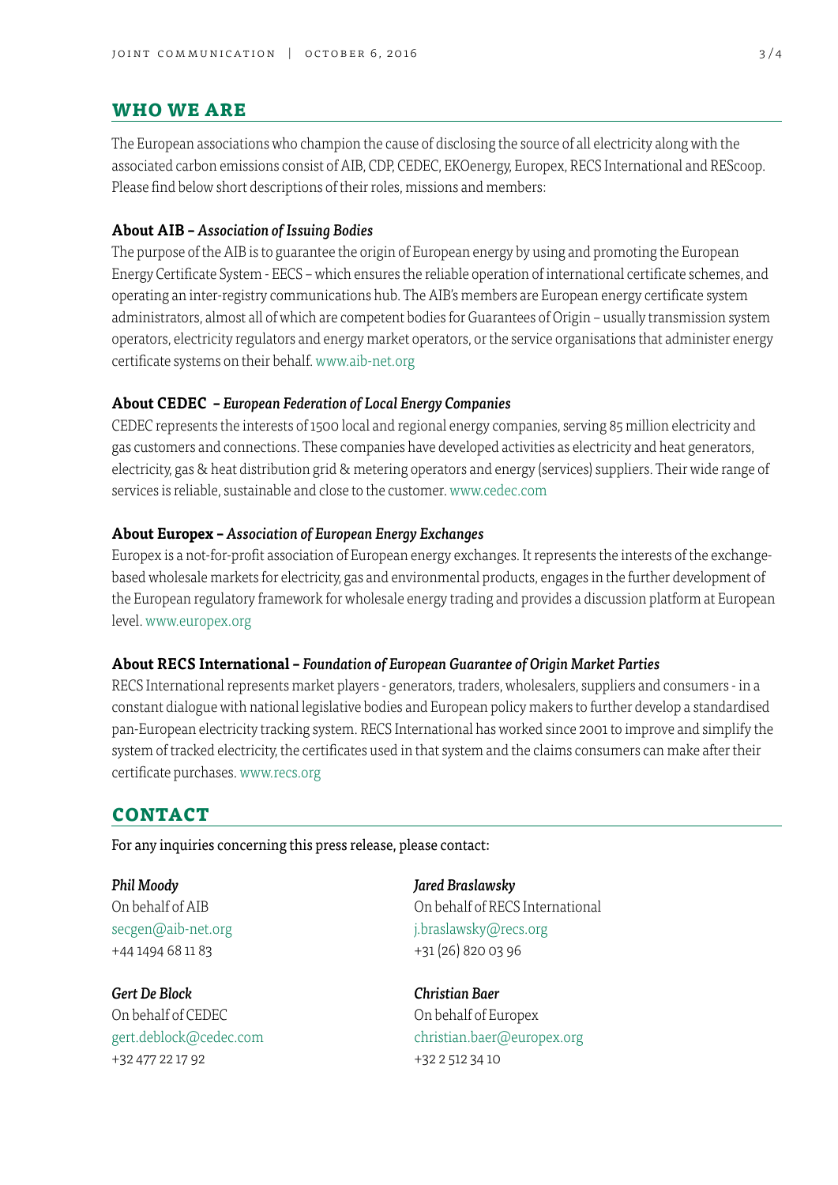## WHO WE ARE

The European associations who champion the cause of disclosing the source of all electricity along with the associated carbon emissions consist of AIB, CDP, CEDEC, EKOenergy, Europex, RECS International and REScoop. Please find below short descriptions of their roles, missions and members:

### About AIB – *Association of Issuing Bodies*

The purpose of the AIB is to guarantee the origin of European energy by using and promoting the European Energy Certificate System - EECS – which ensures the reliable operation of international certificate schemes, and operating an inter-registry communications hub. The AIB's members are European energy certificate system administrators, almost all of which are competent bodies for Guarantees of Origin – usually transmission system operators, electricity regulators and energy market operators, or the service organisations that administer energy certificate systems on their behalf. www.aib-net.org

### About CEDEC – *European Federation of Local Energy Companies*

CEDEC represents the interests of 1500 local and regional energy companies, serving 85 million electricity and gas customers and connections. These companies have developed activities as electricity and heat generators, electricity, gas & heat distribution grid & metering operators and energy (services) suppliers. Their wide range of services is reliable, sustainable and close to the customer. www.cedec.com

### About Europex – *Association of European Energy Exchanges*

Europex is a not-for-profit association of European energy exchanges. It represents the interests of the exchange-based wholesale markets for electricity, gas and environmental products, engages in the further development of the European regulatory framework for wholesale energy trading and provides a discussion platform at European level. www.europex.org

### About RECS International – *Foundation of European Guarantee of Origin Market Parties*

RECS International represents market players - generators, traders, wholesalers, suppliers and consumers - in a constant dialogue with national legislative bodies and European policy makers to further develop a standardised pan-European electricity tracking system. RECS International has worked since 2001 to improve and simplify the system of tracked electricity, the certificates used in that system and the claims consumers can make after their certificate purchases. www.recs.org

## CONTACT

For any inquiries concerning this press release, please contact:

*Phil Moody*
On behalf of AIB
secgen@aib-net.org
+44 1494 68 11 83

*Gert De Block*
On behalf of CEDEC
gert.deblock@cedec.com
+32 477 22 17 92

*Jared Braslawsky*
On behalf of RECS International
j.braslawsky@recs.org
+31 (26) 820 03 96

*Christian Baer*
On behalf of Europex
christian.baer@europex.org
+32 2 512 34 10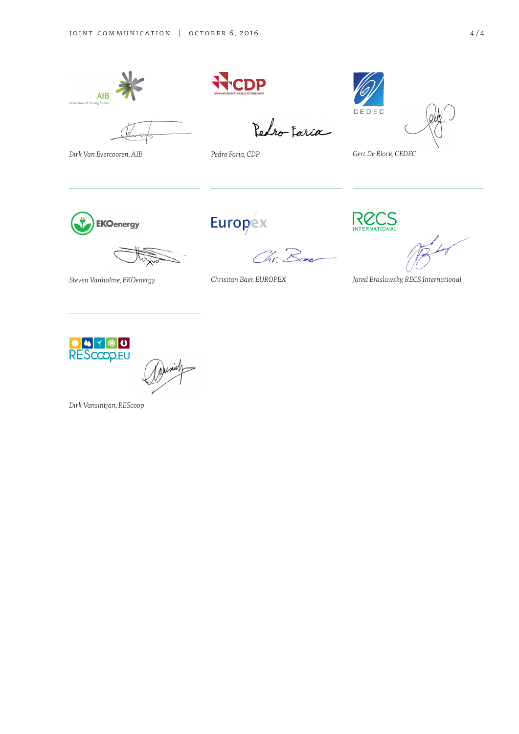Dirk Van Evercooren, AIB

Pedro Faria, CDP

Gert De Block, CEDEC

---

Steven Vanholme, EKOenergy

Chrisitan Baer, EUROPEX

Jared Braslawsky, RECS International

---

Dirk Vansintjan, REScoop